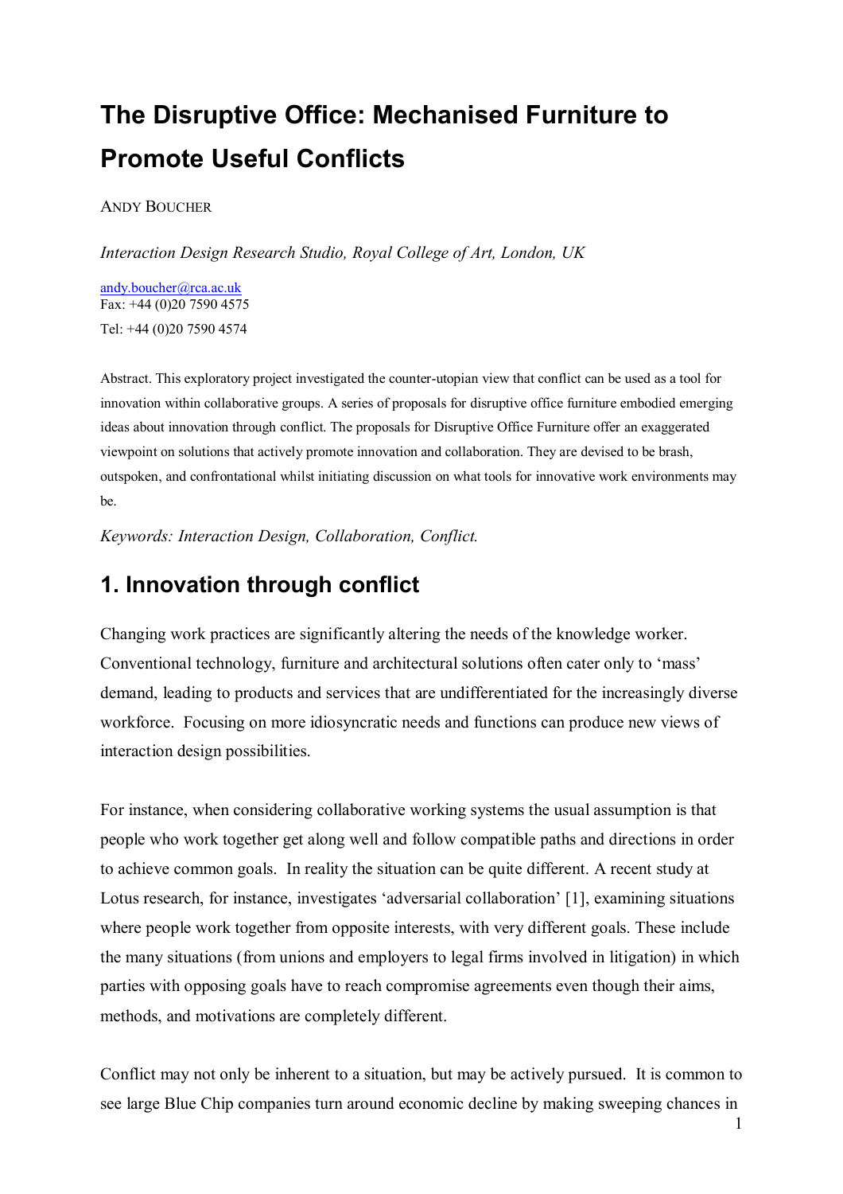# The Disruptive Office: Mechanised Furniture to Promote Useful Conflicts

ANDY BOUCHER

*Interaction Design Research Studio, Royal College of Art, London, UK*

andy.boucher@rca.ac.uk
Fax: +44 (0)20 7590 4575
Tel: +44 (0)20 7590 4574

Abstract. This exploratory project investigated the counter-utopian view that conflict can be used as a tool for innovation within collaborative groups. A series of proposals for disruptive office furniture embodied emerging ideas about innovation through conflict. The proposals for Disruptive Office Furniture offer an exaggerated viewpoint on solutions that actively promote innovation and collaboration. They are devised to be brash, outspoken, and confrontational whilst initiating discussion on what tools for innovative work environments may be.

*Keywords: Interaction Design, Collaboration, Conflict.*

## 1. Innovation through conflict

Changing work practices are significantly altering the needs of the knowledge worker. Conventional technology, furniture and architectural solutions often cater only to 'mass' demand, leading to products and services that are undifferentiated for the increasingly diverse workforce. Focusing on more idiosyncratic needs and functions can produce new views of interaction design possibilities.

For instance, when considering collaborative working systems the usual assumption is that people who work together get along well and follow compatible paths and directions in order to achieve common goals. In reality the situation can be quite different. A recent study at Lotus research, for instance, investigates 'adversarial collaboration' [1], examining situations where people work together from opposite interests, with very different goals. These include the many situations (from unions and employers to legal firms involved in litigation) in which parties with opposing goals have to reach compromise agreements even though their aims, methods, and motivations are completely different.

Conflict may not only be inherent to a situation, but may be actively pursued. It is common to see large Blue Chip companies turn around economic decline by making sweeping chances in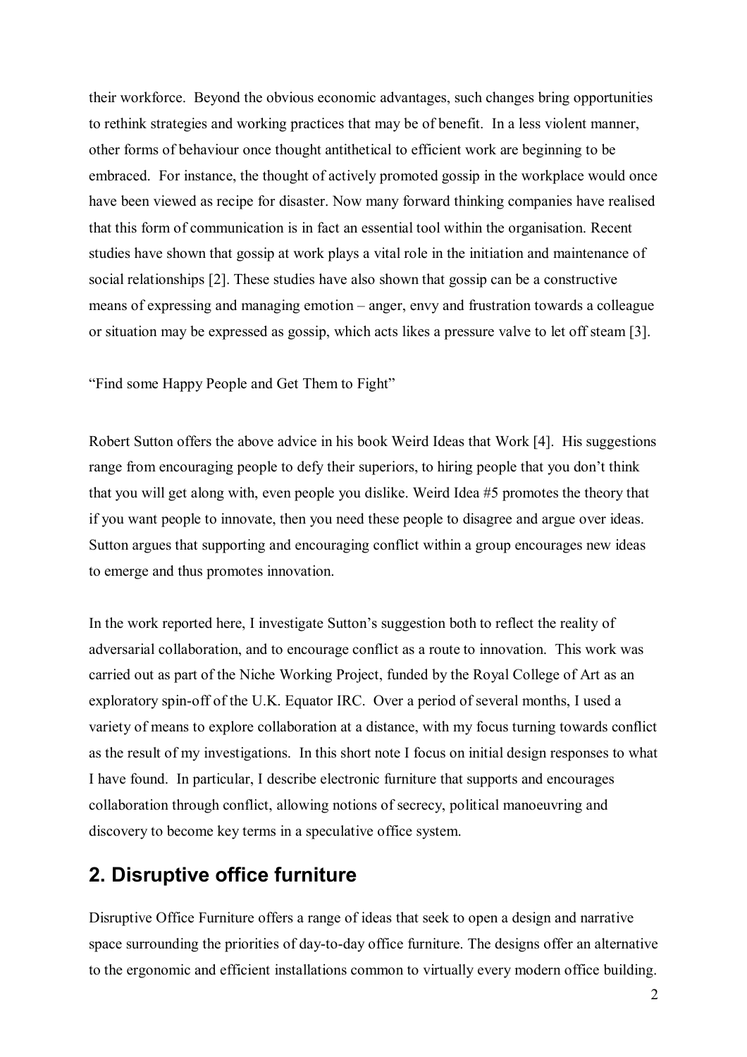their workforce. Beyond the obvious economic advantages, such changes bring opportunities to rethink strategies and working practices that may be of benefit. In a less violent manner, other forms of behaviour once thought antithetical to efficient work are beginning to be embraced. For instance, the thought of actively promoted gossip in the workplace would once have been viewed as recipe for disaster. Now many forward thinking companies have realised that this form of communication is in fact an essential tool within the organisation. Recent studies have shown that gossip at work plays a vital role in the initiation and maintenance of social relationships [2]. These studies have also shown that gossip can be a constructive means of expressing and managing emotion – anger, envy and frustration towards a colleague or situation may be expressed as gossip, which acts likes a pressure valve to let off steam [3].

"Find some Happy People and Get Them to Fight"

Robert Sutton offers the above advice in his book Weird Ideas that Work [4]. His suggestions range from encouraging people to defy their superiors, to hiring people that you don't think that you will get along with, even people you dislike. Weird Idea #5 promotes the theory that if you want people to innovate, then you need these people to disagree and argue over ideas. Sutton argues that supporting and encouraging conflict within a group encourages new ideas to emerge and thus promotes innovation.

In the work reported here, I investigate Sutton's suggestion both to reflect the reality of adversarial collaboration, and to encourage conflict as a route to innovation. This work was carried out as part of the Niche Working Project, funded by the Royal College of Art as an exploratory spin-off of the U.K. Equator IRC. Over a period of several months, I used a variety of means to explore collaboration at a distance, with my focus turning towards conflict as the result of my investigations. In this short note I focus on initial design responses to what I have found. In particular, I describe electronic furniture that supports and encourages collaboration through conflict, allowing notions of secrecy, political manoeuvring and discovery to become key terms in a speculative office system.

## 2. Disruptive office furniture

Disruptive Office Furniture offers a range of ideas that seek to open a design and narrative space surrounding the priorities of day-to-day office furniture. The designs offer an alternative to the ergonomic and efficient installations common to virtually every modern office building.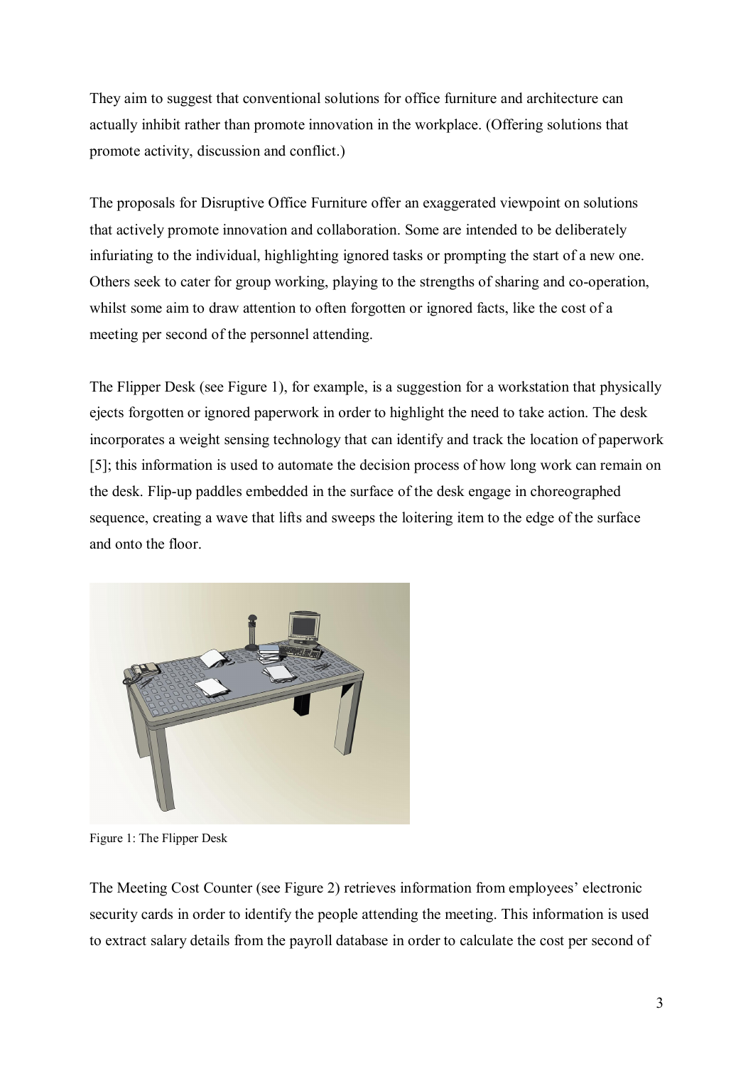They aim to suggest that conventional solutions for office furniture and architecture can actually inhibit rather than promote innovation in the workplace. (Offering solutions that promote activity, discussion and conflict.)

The proposals for Disruptive Office Furniture offer an exaggerated viewpoint on solutions that actively promote innovation and collaboration. Some are intended to be deliberately infuriating to the individual, highlighting ignored tasks or prompting the start of a new one. Others seek to cater for group working, playing to the strengths of sharing and co-operation, whilst some aim to draw attention to often forgotten or ignored facts, like the cost of a meeting per second of the personnel attending.

The Flipper Desk (see Figure 1), for example, is a suggestion for a workstation that physically ejects forgotten or ignored paperwork in order to highlight the need to take action. The desk incorporates a weight sensing technology that can identify and track the location of paperwork [5]; this information is used to automate the decision process of how long work can remain on the desk. Flip-up paddles embedded in the surface of the desk engage in choreographed sequence, creating a wave that lifts and sweeps the loitering item to the edge of the surface and onto the floor.

Figure 1: The Flipper Desk

The Meeting Cost Counter (see Figure 2) retrieves information from employees' electronic security cards in order to identify the people attending the meeting. This information is used to extract salary details from the payroll database in order to calculate the cost per second of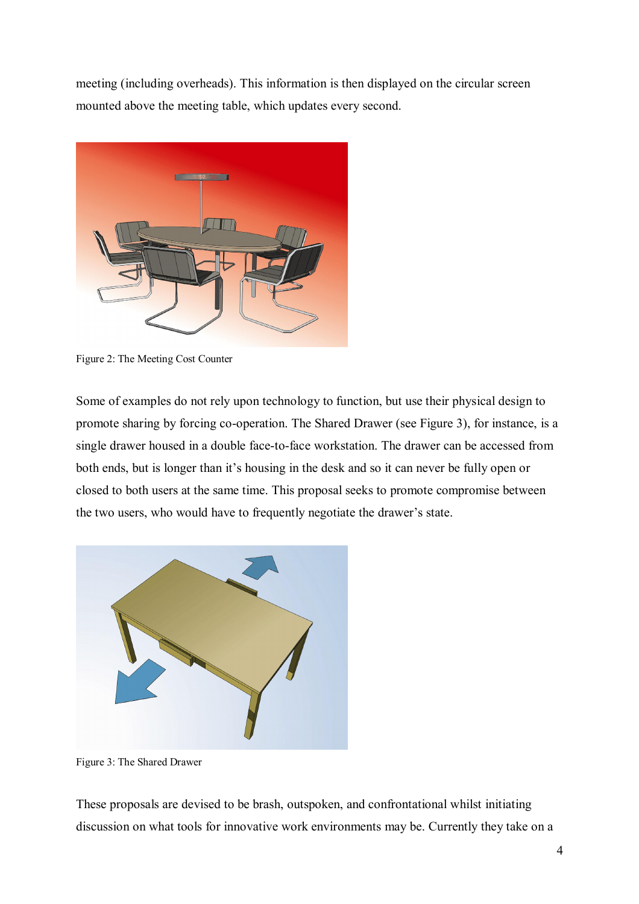meeting (including overheads). This information is then displayed on the circular screen mounted above the meeting table, which updates every second.

Figure 2: The Meeting Cost Counter

Some of examples do not rely upon technology to function, but use their physical design to promote sharing by forcing co-operation. The Shared Drawer (see Figure 3), for instance, is a single drawer housed in a double face-to-face workstation. The drawer can be accessed from both ends, but is longer than it's housing in the desk and so it can never be fully open or closed to both users at the same time. This proposal seeks to promote compromise between the two users, who would have to frequently negotiate the drawer's state.

Figure 3: The Shared Drawer

These proposals are devised to be brash, outspoken, and confrontational whilst initiating discussion on what tools for innovative work environments may be. Currently they take on a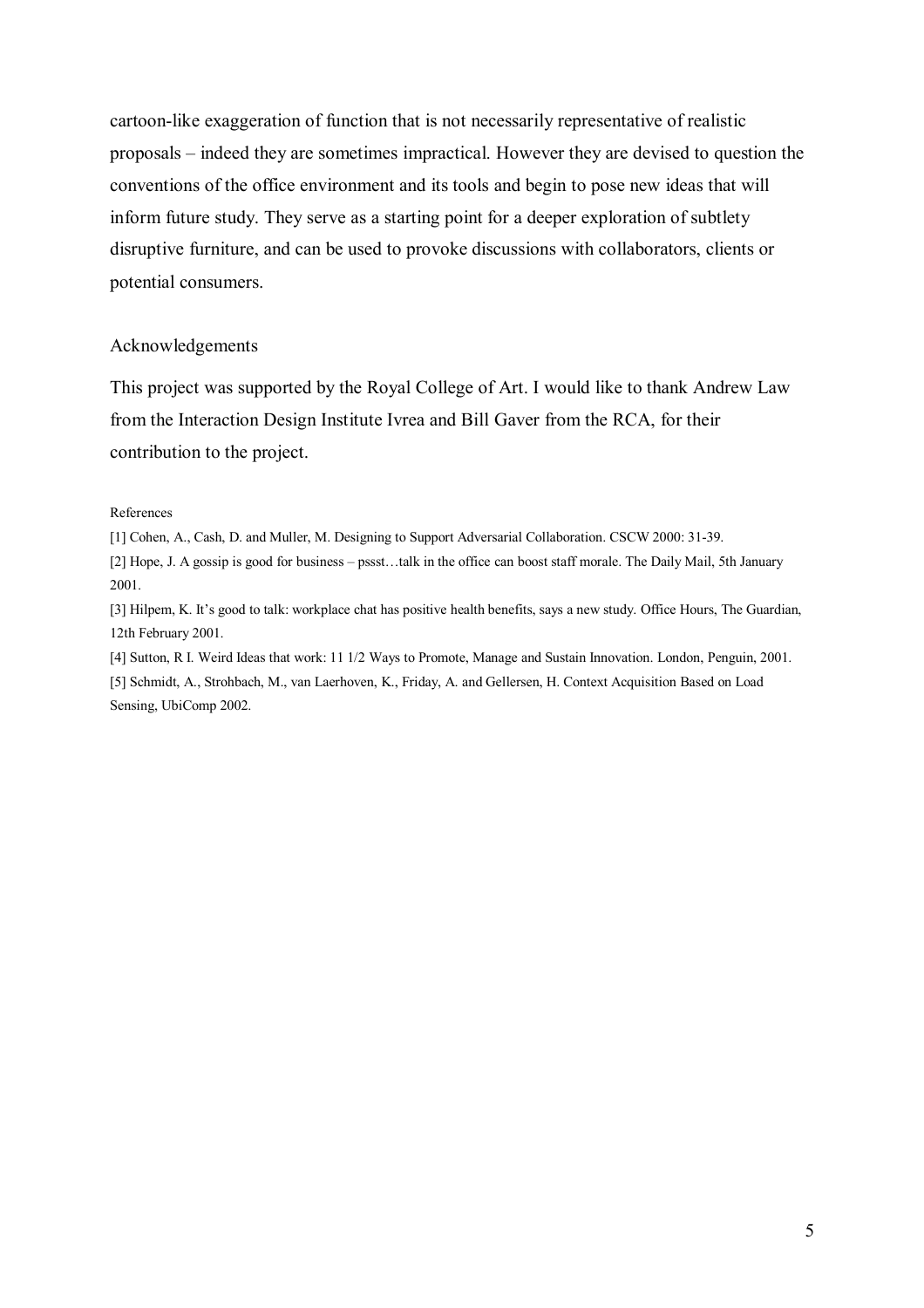cartoon-like exaggeration of function that is not necessarily representative of realistic proposals – indeed they are sometimes impractical. However they are devised to question the conventions of the office environment and its tools and begin to pose new ideas that will inform future study. They serve as a starting point for a deeper exploration of subtlety disruptive furniture, and can be used to provoke discussions with collaborators, clients or potential consumers.

## Acknowledgements

This project was supported by the Royal College of Art. I would like to thank Andrew Law from the Interaction Design Institute Ivrea and Bill Gaver from the RCA, for their contribution to the project.

### References

[1] Cohen, A., Cash, D. and Muller, M. Designing to Support Adversarial Collaboration. CSCW 2000: 31-39.

[2] Hope, J. A gossip is good for business – pssst…talk in the office can boost staff morale. The Daily Mail, 5th January 2001.

[3] Hilpem, K. It's good to talk: workplace chat has positive health benefits, says a new study. Office Hours, The Guardian, 12th February 2001.

[4] Sutton, R I. Weird Ideas that work: 11 1/2 Ways to Promote, Manage and Sustain Innovation. London, Penguin, 2001.

[5] Schmidt, A., Strohbach, M., van Laerhoven, K., Friday, A. and Gellersen, H. Context Acquisition Based on Load Sensing, UbiComp 2002.